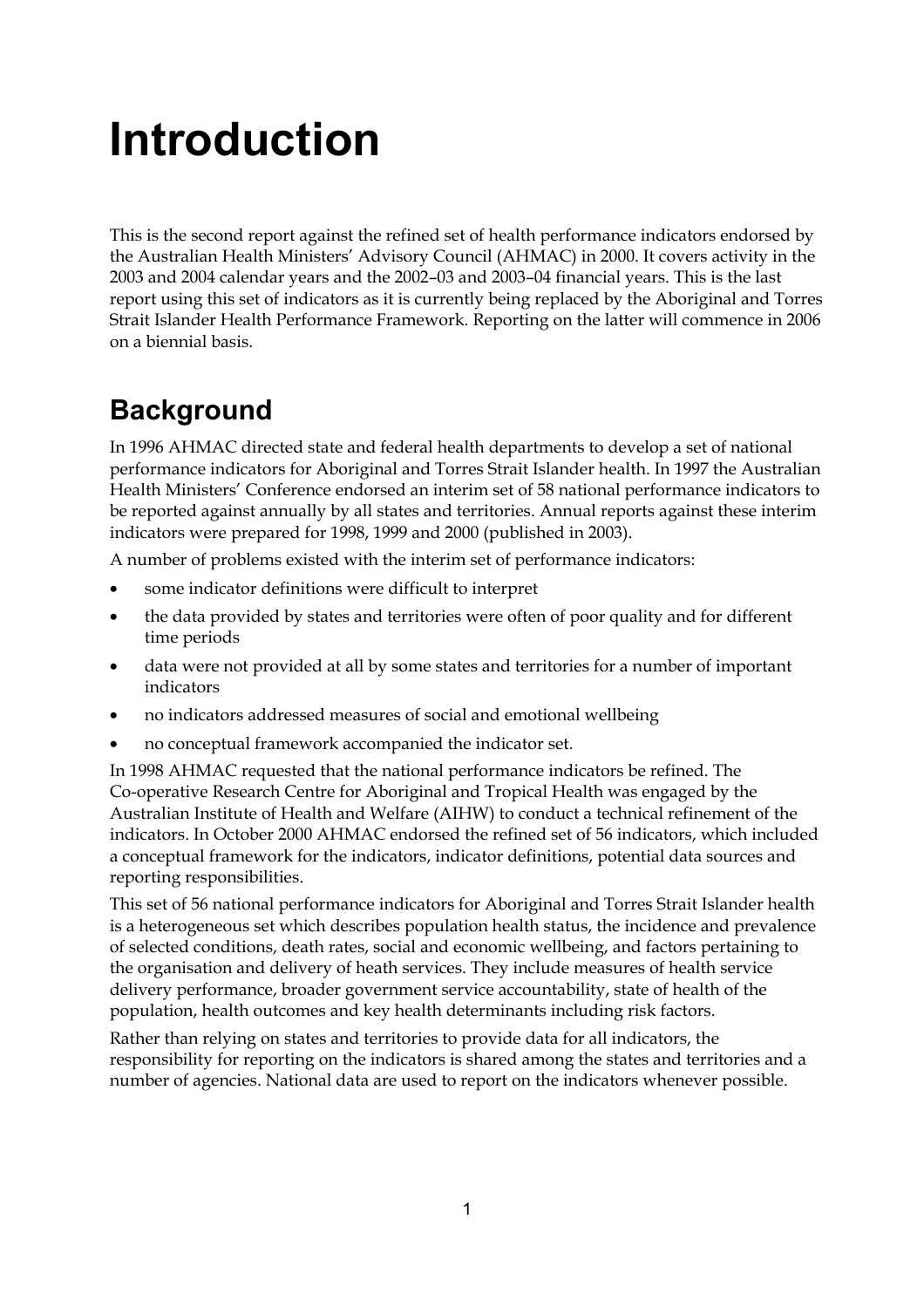# Introduction

This is the second report against the refined set of health performance indicators endorsed by the Australian Health Ministers' Advisory Council (AHMAC) in 2000. It covers activity in the 2003 and 2004 calendar years and the 2002–03 and 2003–04 financial years. This is the last report using this set of indicators as it is currently being replaced by the Aboriginal and Torres Strait Islander Health Performance Framework. Reporting on the latter will commence in 2006 on a biennial basis.

## Background

In 1996 AHMAC directed state and federal health departments to develop a set of national performance indicators for Aboriginal and Torres Strait Islander health. In 1997 the Australian Health Ministers' Conference endorsed an interim set of 58 national performance indicators to be reported against annually by all states and territories. Annual reports against these interim indicators were prepared for 1998, 1999 and 2000 (published in 2003).

A number of problems existed with the interim set of performance indicators:

- some indicator definitions were difficult to interpret
- the data provided by states and territories were often of poor quality and for different time periods
- data were not provided at all by some states and territories for a number of important indicators
- no indicators addressed measures of social and emotional wellbeing
- no conceptual framework accompanied the indicator set.

In 1998 AHMAC requested that the national performance indicators be refined. The Co-operative Research Centre for Aboriginal and Tropical Health was engaged by the Australian Institute of Health and Welfare (AIHW) to conduct a technical refinement of the indicators. In October 2000 AHMAC endorsed the refined set of 56 indicators, which included a conceptual framework for the indicators, indicator definitions, potential data sources and reporting responsibilities.

This set of 56 national performance indicators for Aboriginal and Torres Strait Islander health is a heterogeneous set which describes population health status, the incidence and prevalence of selected conditions, death rates, social and economic wellbeing, and factors pertaining to the organisation and delivery of heath services. They include measures of health service delivery performance, broader government service accountability, state of health of the population, health outcomes and key health determinants including risk factors.

Rather than relying on states and territories to provide data for all indicators, the responsibility for reporting on the indicators is shared among the states and territories and a number of agencies. National data are used to report on the indicators whenever possible.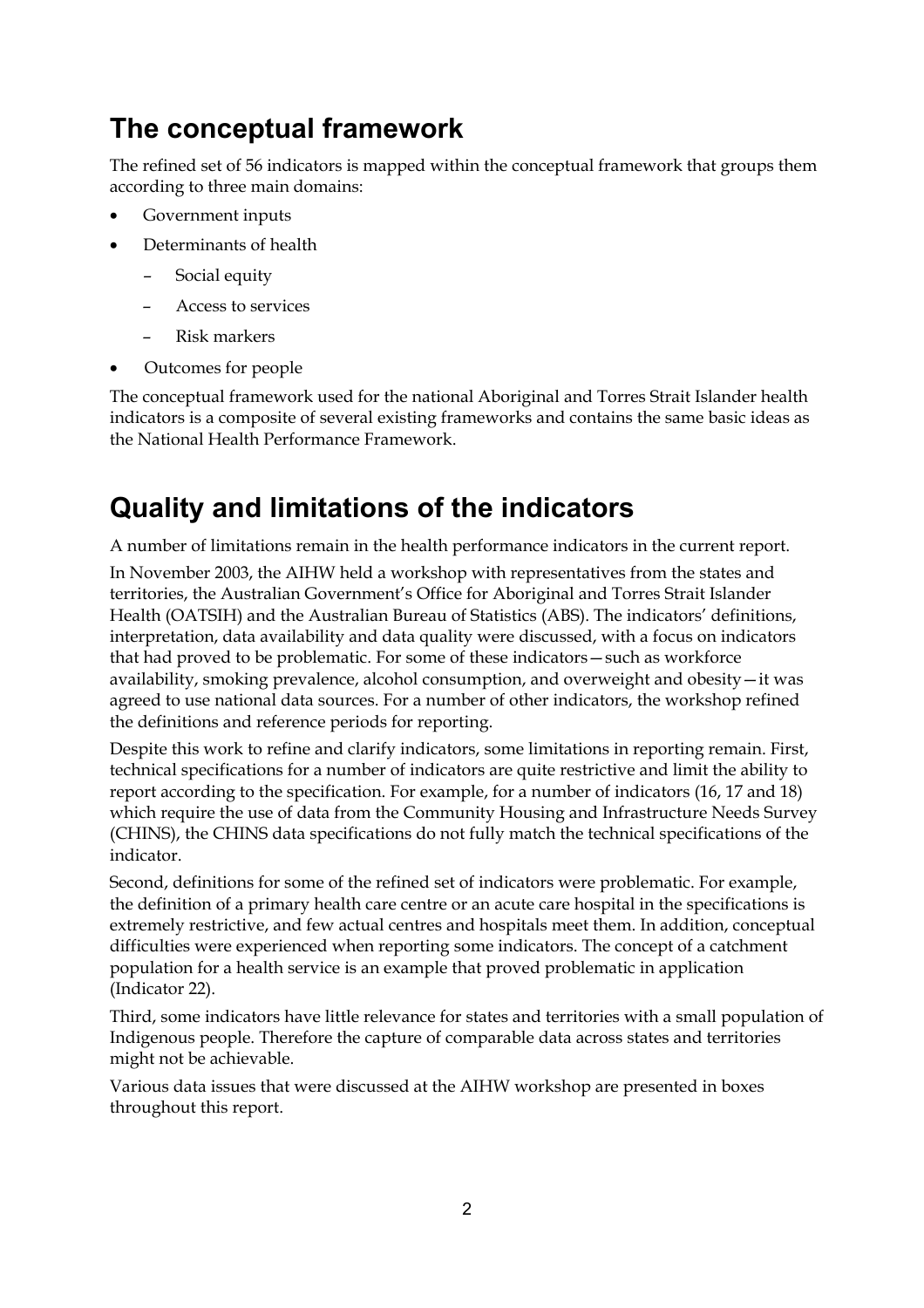## The conceptual framework

The refined set of 56 indicators is mapped within the conceptual framework that groups them according to three main domains:

- Government inputs
- Determinants of health
  - Social equity
  - Access to services
  - Risk markers
- Outcomes for people

The conceptual framework used for the national Aboriginal and Torres Strait Islander health indicators is a composite of several existing frameworks and contains the same basic ideas as the National Health Performance Framework.

## Quality and limitations of the indicators

A number of limitations remain in the health performance indicators in the current report.

In November 2003, the AIHW held a workshop with representatives from the states and territories, the Australian Government's Office for Aboriginal and Torres Strait Islander Health (OATSIH) and the Australian Bureau of Statistics (ABS). The indicators' definitions, interpretation, data availability and data quality were discussed, with a focus on indicators that had proved to be problematic. For some of these indicators—such as workforce availability, smoking prevalence, alcohol consumption, and overweight and obesity—it was agreed to use national data sources. For a number of other indicators, the workshop refined the definitions and reference periods for reporting.

Despite this work to refine and clarify indicators, some limitations in reporting remain. First, technical specifications for a number of indicators are quite restrictive and limit the ability to report according to the specification. For example, for a number of indicators (16, 17 and 18) which require the use of data from the Community Housing and Infrastructure Needs Survey (CHINS), the CHINS data specifications do not fully match the technical specifications of the indicator.

Second, definitions for some of the refined set of indicators were problematic. For example, the definition of a primary health care centre or an acute care hospital in the specifications is extremely restrictive, and few actual centres and hospitals meet them. In addition, conceptual difficulties were experienced when reporting some indicators. The concept of a catchment population for a health service is an example that proved problematic in application (Indicator 22).

Third, some indicators have little relevance for states and territories with a small population of Indigenous people. Therefore the capture of comparable data across states and territories might not be achievable.

Various data issues that were discussed at the AIHW workshop are presented in boxes throughout this report.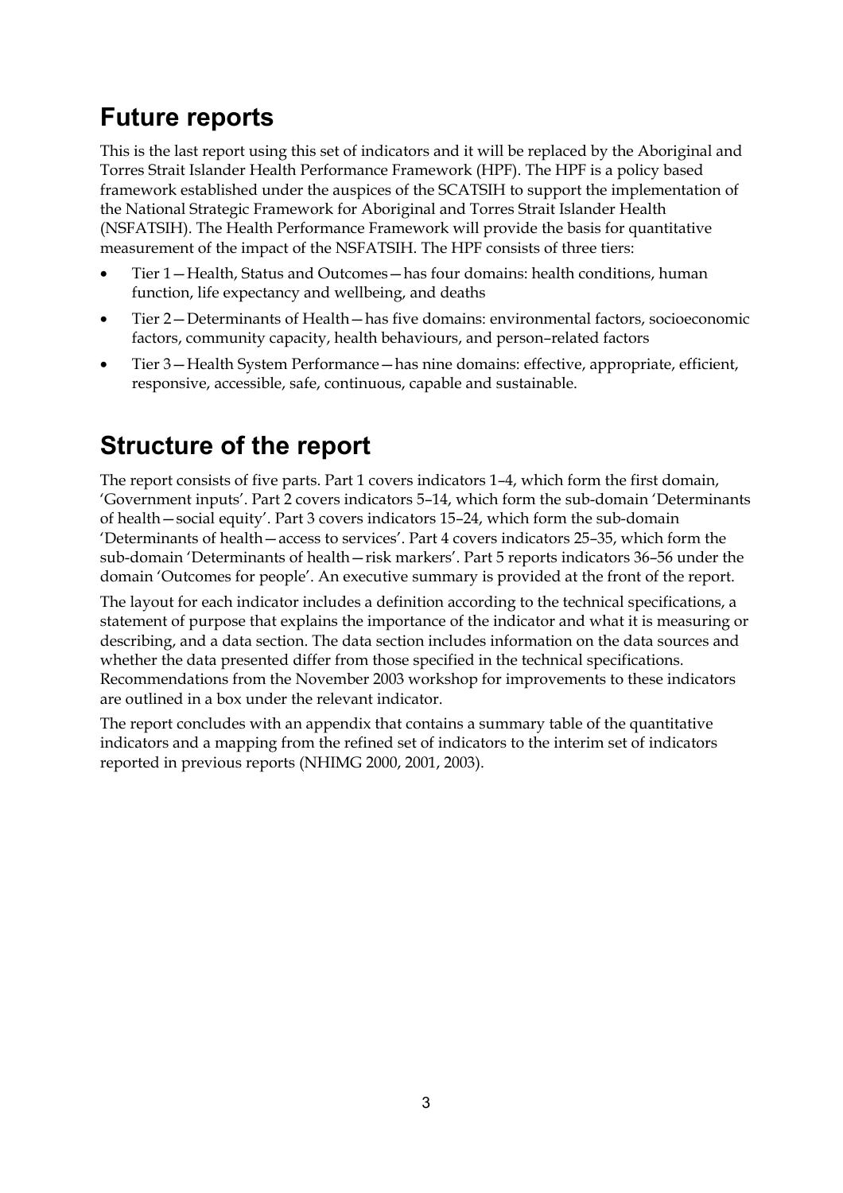## Future reports

This is the last report using this set of indicators and it will be replaced by the Aboriginal and Torres Strait Islander Health Performance Framework (HPF). The HPF is a policy based framework established under the auspices of the SCATSIH to support the implementation of the National Strategic Framework for Aboriginal and Torres Strait Islander Health (NSFATSIH). The Health Performance Framework will provide the basis for quantitative measurement of the impact of the NSFATSIH. The HPF consists of three tiers:

- Tier 1—Health, Status and Outcomes—has four domains: health conditions, human function, life expectancy and wellbeing, and deaths
- Tier 2—Determinants of Health—has five domains: environmental factors, socioeconomic factors, community capacity, health behaviours, and person–related factors
- Tier 3—Health System Performance—has nine domains: effective, appropriate, efficient, responsive, accessible, safe, continuous, capable and sustainable.

## Structure of the report

The report consists of five parts. Part 1 covers indicators 1–4, which form the first domain, 'Government inputs'. Part 2 covers indicators 5–14, which form the sub-domain 'Determinants of health—social equity'. Part 3 covers indicators 15–24, which form the sub-domain 'Determinants of health—access to services'. Part 4 covers indicators 25–35, which form the sub-domain 'Determinants of health—risk markers'. Part 5 reports indicators 36–56 under the domain 'Outcomes for people'. An executive summary is provided at the front of the report.

The layout for each indicator includes a definition according to the technical specifications, a statement of purpose that explains the importance of the indicator and what it is measuring or describing, and a data section. The data section includes information on the data sources and whether the data presented differ from those specified in the technical specifications. Recommendations from the November 2003 workshop for improvements to these indicators are outlined in a box under the relevant indicator.

The report concludes with an appendix that contains a summary table of the quantitative indicators and a mapping from the refined set of indicators to the interim set of indicators reported in previous reports (NHIMG 2000, 2001, 2003).